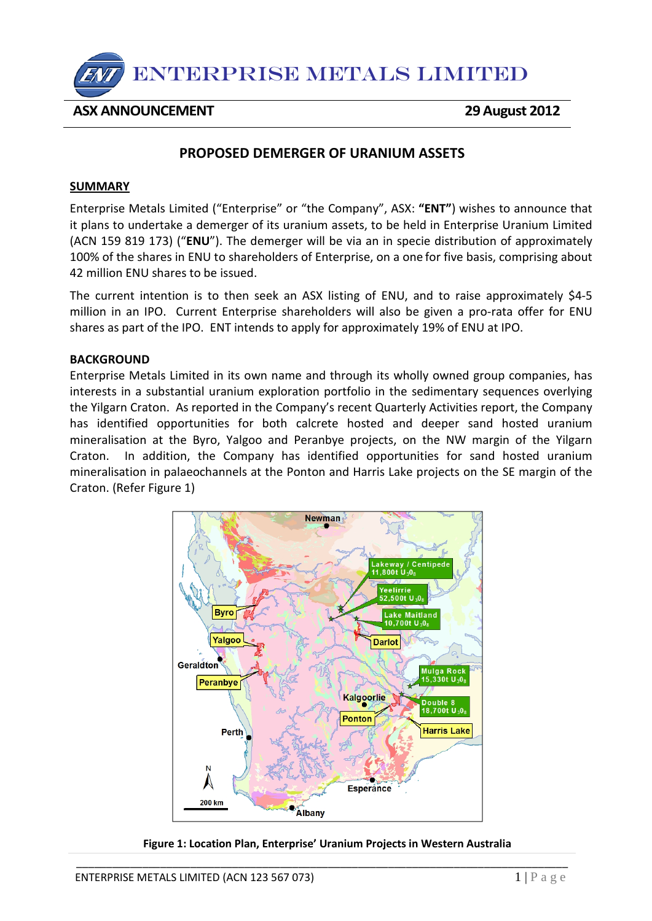ENTERPRISE METALS LIMITED

**ASX ANNOUNCEMENT** **29 August 2012**

## PROPOSED DEMERGER OF URANIUM ASSETS

### SUMMARY

Enterprise Metals Limited ("Enterprise" or "the Company", ASX: **"ENT"**) wishes to announce that it plans to undertake a demerger of its uranium assets, to be held in Enterprise Uranium Limited (ACN 159 819 173) ("**ENU**"). The demerger will be via an in specie distribution of approximately 100% of the shares in ENU to shareholders of Enterprise, on a one for five basis, comprising about 42 million ENU shares to be issued.

The current intention is to then seek an ASX listing of ENU, and to raise approximately $4-5 million in an IPO. Current Enterprise shareholders will also be given a pro-rata offer for ENU shares as part of the IPO. ENT intends to apply for approximately 19% of ENU at IPO.

### BACKGROUND

Enterprise Metals Limited in its own name and through its wholly owned group companies, has interests in a substantial uranium exploration portfolio in the sedimentary sequences overlying the Yilgarn Craton. As reported in the Company's recent Quarterly Activities report, the Company has identified opportunities for both calcrete hosted and deeper sand hosted uranium mineralisation at the Byro, Yalgoo and Peranbye projects, on the NW margin of the Yilgarn Craton. In addition, the Company has identified opportunities for sand hosted uranium mineralisation in palaeochannels at the Ponton and Harris Lake projects on the SE margin of the Craton. (Refer Figure 1)

**Figure 1: Location Plan, Enterprise' Uranium Projects in Western Australia**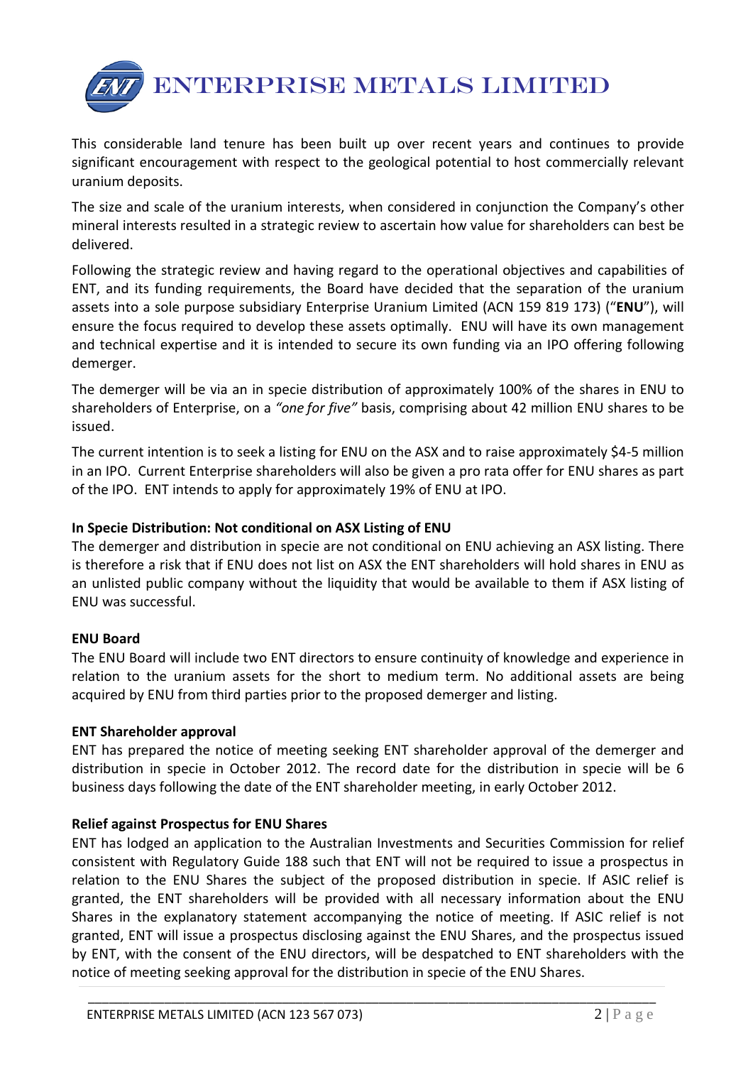This considerable land tenure has been built up over recent years and continues to provide significant encouragement with respect to the geological potential to host commercially relevant uranium deposits.

The size and scale of the uranium interests, when considered in conjunction the Company's other mineral interests resulted in a strategic review to ascertain how value for shareholders can best be delivered.

Following the strategic review and having regard to the operational objectives and capabilities of ENT, and its funding requirements, the Board have decided that the separation of the uranium assets into a sole purpose subsidiary Enterprise Uranium Limited (ACN 159 819 173) ("**ENU**"), will ensure the focus required to develop these assets optimally. ENU will have its own management and technical expertise and it is intended to secure its own funding via an IPO offering following demerger.

The demerger will be via an in specie distribution of approximately 100% of the shares in ENU to shareholders of Enterprise, on a *"one for five"* basis, comprising about 42 million ENU shares to be issued.

The current intention is to seek a listing for ENU on the ASX and to raise approximately $4-5 million in an IPO. Current Enterprise shareholders will also be given a pro rata offer for ENU shares as part of the IPO. ENT intends to apply for approximately 19% of ENU at IPO.

**In Specie Distribution: Not conditional on ASX Listing of ENU**
The demerger and distribution in specie are not conditional on ENU achieving an ASX listing. There is therefore a risk that if ENU does not list on ASX the ENT shareholders will hold shares in ENU as an unlisted public company without the liquidity that would be available to them if ASX listing of ENU was successful.

**ENU Board**
The ENU Board will include two ENT directors to ensure continuity of knowledge and experience in relation to the uranium assets for the short to medium term. No additional assets are being acquired by ENU from third parties prior to the proposed demerger and listing.

**ENT Shareholder approval**
ENT has prepared the notice of meeting seeking ENT shareholder approval of the demerger and distribution in specie in October 2012. The record date for the distribution in specie will be 6 business days following the date of the ENT shareholder meeting, in early October 2012.

**Relief against Prospectus for ENU Shares**
ENT has lodged an application to the Australian Investments and Securities Commission for relief consistent with Regulatory Guide 188 such that ENT will not be required to issue a prospectus in relation to the ENU Shares the subject of the proposed distribution in specie. If ASIC relief is granted, the ENT shareholders will be provided with all necessary information about the ENU Shares in the explanatory statement accompanying the notice of meeting. If ASIC relief is not granted, ENT will issue a prospectus disclosing against the ENU Shares, and the prospectus issued by ENT, with the consent of the ENU directors, will be despatched to ENT shareholders with the notice of meeting seeking approval for the distribution in specie of the ENU Shares.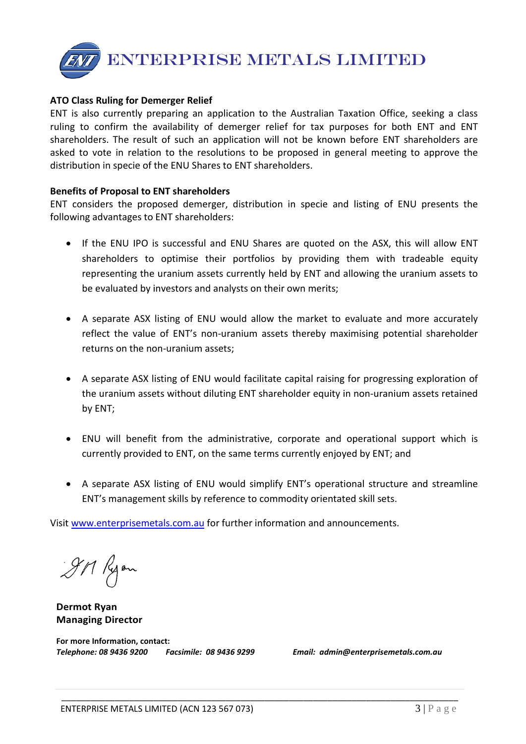### ATO Class Ruling for Demerger Relief

ENT is also currently preparing an application to the Australian Taxation Office, seeking a class ruling to confirm the availability of demerger relief for tax purposes for both ENT and ENT shareholders. The result of such an application will not be known before ENT shareholders are asked to vote in relation to the resolutions to be proposed in general meeting to approve the distribution in specie of the ENU Shares to ENT shareholders.

### Benefits of Proposal to ENT shareholders

ENT considers the proposed demerger, distribution in specie and listing of ENU presents the following advantages to ENT shareholders:

- If the ENU IPO is successful and ENU Shares are quoted on the ASX, this will allow ENT shareholders to optimise their portfolios by providing them with tradeable equity representing the uranium assets currently held by ENT and allowing the uranium assets to be evaluated by investors and analysts on their own merits;
- A separate ASX listing of ENU would allow the market to evaluate and more accurately reflect the value of ENT's non-uranium assets thereby maximising potential shareholder returns on the non-uranium assets;
- A separate ASX listing of ENU would facilitate capital raising for progressing exploration of the uranium assets without diluting ENT shareholder equity in non-uranium assets retained by ENT;
- ENU will benefit from the administrative, corporate and operational support which is currently provided to ENT, on the same terms currently enjoyed by ENT; and
- A separate ASX listing of ENU would simplify ENT's operational structure and streamline ENT's management skills by reference to commodity orientated skill sets.

Visit www.enterprisemetals.com.au for further information and announcements.

**Dermot Ryan**
**Managing Director**

**For more Information, contact:**
***Telephone: 08 9436 9200 Facsimile: 08 9436 9299 Email: admin@enterprisemetals.com.au***